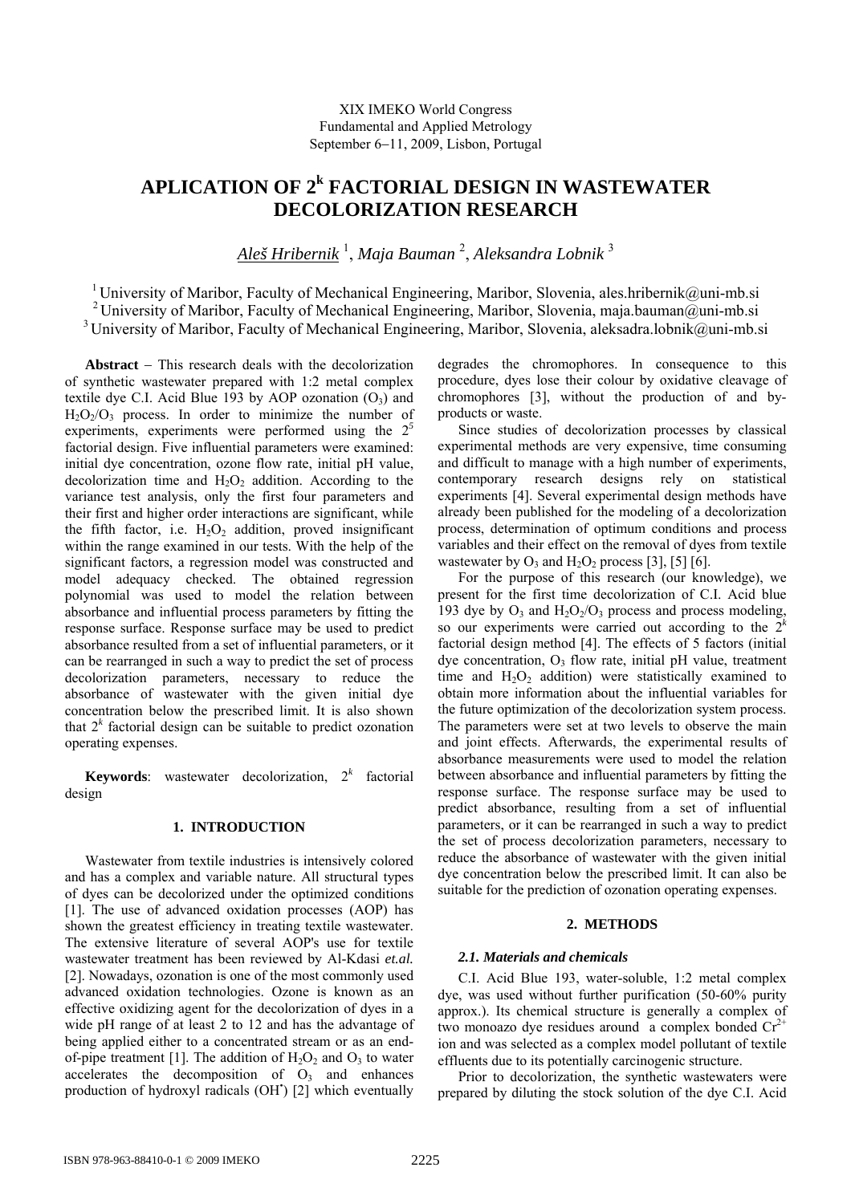XIX IMEKO World Congress
Fundamental and Applied Metrology
September 6−11, 2009, Lisbon, Portugal

# APLICATION OF $2^k$ FACTORIAL DESIGN IN WASTEWATER DECOLORIZATION RESEARCH

*<u>Aleš Hribernik</u>* [1], *Maja Bauman* [2], *Aleksandra Lobnik* [3]

[1] University of Maribor, Faculty of Mechanical Engineering, Maribor, Slovenia, ales.hribernik@uni-mb.si
[2] University of Maribor, Faculty of Mechanical Engineering, Maribor, Slovenia, maja.bauman@uni-mb.si
[3] University of Maribor, Faculty of Mechanical Engineering, Maribor, Slovenia, aleksadra.lobnik@uni-mb.si

**Abstract** − This research deals with the decolorization of synthetic wastewater prepared with 1:2 metal complex textile dye C.I. Acid Blue 193 by AOP ozonation ($O_3$) and $H_2O_2/O_3$ process. In order to minimize the number of experiments, experiments were performed using the $2^5$ factorial design. Five influential parameters were examined: initial dye concentration, ozone flow rate, initial pH value, decolorization time and $H_2O_2$ addition. According to the variance test analysis, only the first four parameters and their first and higher order interactions are significant, while the fifth factor, i.e. $H_2O_2$ addition, proved insignificant within the range examined in our tests. With the help of the significant factors, a regression model was constructed and model adequacy checked. The obtained regression polynomial was used to model the relation between absorbance and influential process parameters by fitting the response surface. Response surface may be used to predict absorbance resulted from a set of influential parameters, or it can be rearranged in such a way to predict the set of process decolorization parameters, necessary to reduce the absorbance of wastewater with the given initial dye concentration below the prescribed limit. It is also shown that $2^k$ factorial design can be suitable to predict ozonation operating expenses.

**Keywords**: wastewater decolorization, $2^k$ factorial design

## 1. INTRODUCTION

Wastewater from textile industries is intensively colored and has a complex and variable nature. All structural types of dyes can be decolorized under the optimized conditions [1]. The use of advanced oxidation processes (AOP) has shown the greatest efficiency in treating textile wastewater. The extensive literature of several AOP's use for textile wastewater treatment has been reviewed by Al-Kdasi *et.al.* [2]. Nowadays, ozonation is one of the most commonly used advanced oxidation technologies. Ozone is known as an effective oxidizing agent for the decolorization of dyes in a wide pH range of at least 2 to 12 and has the advantage of being applied either to a concentrated stream or as an end-of-pipe treatment [1]. The addition of $H_2O_2$ and $O_3$ to water accelerates the decomposition of $O_3$ and enhances production of hydroxyl radicals ($OH^{\bullet}$) [2] which eventually degrades the chromophores. In consequence to this procedure, dyes lose their colour by oxidative cleavage of chromophores [3], without the production of and by-products or waste.

Since studies of decolorization processes by classical experimental methods are very expensive, time consuming and difficult to manage with a high number of experiments, contemporary research designs rely on statistical experiments [4]. Several experimental design methods have already been published for the modeling of a decolorization process, determination of optimum conditions and process variables and their effect on the removal of dyes from textile wastewater by $O_3$ and $H_2O_2$ process [3], [5] [6].

For the purpose of this research (our knowledge), we present for the first time decolorization of C.I. Acid blue 193 dye by $O_3$ and $H_2O_2/O_3$ process and process modeling, so our experiments were carried out according to the $2^k$ factorial design method [4]. The effects of 5 factors (initial dye concentration, $O_3$ flow rate, initial pH value, treatment time and $H_2O_2$ addition) were statistically examined to obtain more information about the influential variables for the future optimization of the decolorization system process. The parameters were set at two levels to observe the main and joint effects. Afterwards, the experimental results of absorbance measurements were used to model the relation between absorbance and influential parameters by fitting the response surface. The response surface may be used to predict absorbance, resulting from a set of influential parameters, or it can be rearranged in such a way to predict the set of process decolorization parameters, necessary to reduce the absorbance of wastewater with the given initial dye concentration below the prescribed limit. It can also be suitable for the prediction of ozonation operating expenses.

## 2. METHODS

### *2.1. Materials and chemicals*

C.I. Acid Blue 193, water-soluble, 1:2 metal complex dye, was used without further purification (50-60% purity approx.). Its chemical structure is generally a complex of two monoazo dye residues around a complex bonded $Cr^{2+}$ ion and was selected as a complex model pollutant of textile effluents due to its potentially carcinogenic structure.

Prior to decolorization, the synthetic wastewaters were prepared by diluting the stock solution of the dye C.I. Acid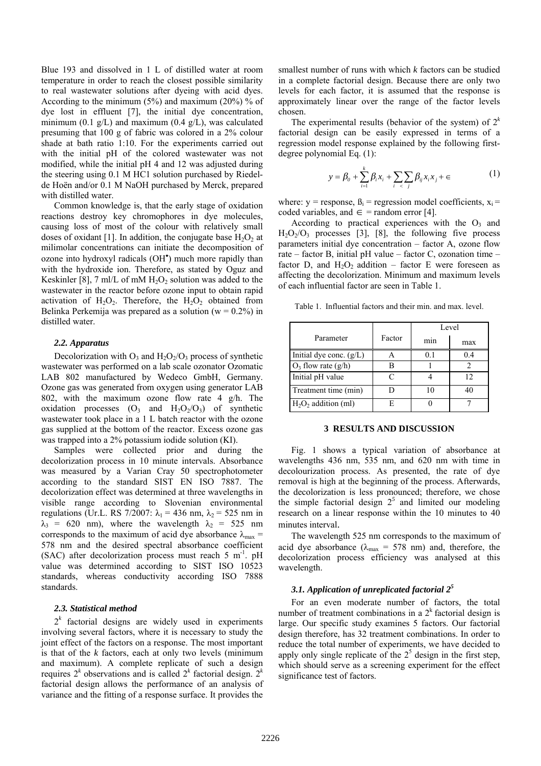Blue 193 and dissolved in 1 L of distilled water at room temperature in order to reach the closest possible similarity to real wastewater solutions after dyeing with acid dyes. According to the minimum (5%) and maximum (20%) % of dye lost in effluent [7], the initial dye concentration, minimum (0.1 g/L) and maximum (0.4 g/L), was calculated presuming that 100 g of fabric was colored in a 2% colour shade at bath ratio 1:10. For the experiments carried out with the initial pH of the colored wastewater was not modified, while the initial pH 4 and 12 was adjusted during the steering using 0.1 M HC1 solution purchased by Riedel-de Hoën and/or 0.1 M NaOH purchased by Merck, prepared with distilled water.

Common knowledge is, that the early stage of oxidation reactions destroy key chromophores in dye molecules, causing loss of most of the colour with relatively small doses of oxidant [1]. In addition, the conjugate base $H_2O_2$ at milimolar concentrations can initiate the decomposition of ozone into hydroxyl radicals ($OH^{\bullet}$) much more rapidly than with the hydroxide ion. Therefore, as stated by Oguz and Keskinler [8], 7 ml/L of mM $H_2O_2$ solution was added to the wastewater in the reactor before ozone input to obtain rapid activation of $H_2O_2$. Therefore, the $H_2O_2$ obtained from Belinka Perkemija was prepared as a solution (w = 0.2%) in distilled water.

### 2.2. Apparatus

Decolorization with $O_3$ and $H_2O_2/O_3$ process of synthetic wastewater was performed on a lab scale ozonator Ozomatic LAB 802 manufactured by Wedeco GmbH, Germany. Ozone gas was generated from oxygen using generator LAB 802, with the maximum ozone flow rate 4 g/h. The oxidation processes ($O_3$ and $H_2O_2/O_3$) of synthetic wastewater took place in a 1 L batch reactor with the ozone gas supplied at the bottom of the reactor. Excess ozone gas was trapped into a 2% potassium iodide solution (KI).

Samples were collected prior and during the decolorization process in 10 minute intervals. Absorbance was measured by a Varian Cray 50 spectrophotometer according to the standard SIST EN ISO 7887. The decolorization effect was determined at three wavelengths in visible range according to Slovenian environmental regulations (Ur.L. RS 7/2007: $\lambda_1$ = 436 nm, $\lambda_2$ = 525 nm in $\lambda_3$ = 620 nm), where the wavelength $\lambda_2$ = 525 nm corresponds to the maximum of acid dye absorbance $\lambda_{max}$ = 578 nm and the desired spectral absorbance coefficient (SAC) after decolorization process must reach 5 $m^{-1}$. pH value was determined according to SIST ISO 10523 standards, whereas conductivity according ISO 7888 standards.

### 2.3. Statistical method

$2^k$ factorial designs are widely used in experiments involving several factors, where it is necessary to study the joint effect of the factors on a response. The most important is that of the *k* factors, each at only two levels (minimum and maximum). A complete replicate of such a design requires $2^k$ observations and is called $2^k$ factorial design. $2^k$ factorial design allows the performance of an analysis of variance and the fitting of a response surface. It provides the smallest number of runs with which *k* factors can be studied in a complete factorial design. Because there are only two levels for each factor, it is assumed that the response is approximately linear over the range of the factor levels chosen.

The experimental results (behavior of the system) of $2^k$ factorial design can be easily expressed in terms of a regression model response explained by the following first-degree polynomial Eq. (1):

$$y = \beta_0 + \sum_{i=1}^{k} \beta_i x_i + \sum_{i}\sum_{<\ j} \beta_{ij} x_i x_j + \in \tag{1}$$

where: y = response, $\beta_i$ = regression model coefficients, $x_i$ = coded variables, and $\in$ = random error [4].

According to practical experiences with the $O_3$ and $H_2O_2/O_3$ processes [3], [8], the following five process parameters initial dye concentration – factor A, ozone flow rate – factor B, initial pH value – factor C, ozonation time – factor D, and $H_2O_2$ addition – factor E were foreseen as affecting the decolorization. Minimum and maximum levels of each influential factor are seen in Table 1.

Table 1. Influential factors and their min. and max. level.

| Parameter | Factor | Level | |
|---|---|---|---|
| | | min | max |
| Initial dye conc. (g/L) | A | 0.1 | 0.4 |
| $O_3$ flow rate (g/h) | B | 1 | 2 |
| Initial pH value | C | 4 | 12 |
| Treatment time (min) | D | 10 | 40 |
| $H_2O_2$ addition (ml) | E | 0 | 7 |

## 3 RESULTS AND DISCUSSION

Fig. 1 shows a typical variation of absorbance at wavelengths 436 nm, 535 nm, and 620 nm with time in decolourization process. As presented, the rate of dye removal is high at the beginning of the process. Afterwards, the decolorization is less pronounced; therefore, we chose the simple factorial design $2^5$ and limited our modeling research on a linear response within the 10 minutes to 40 minutes interval.

The wavelength 525 nm corresponds to the maximum of acid dye absorbance ($\lambda_{max}$ = 578 nm) and, therefore, the decolorization process efficiency was analysed at this wavelength.

### 3.1. Application of unreplicated factorial $2^5$

For an even moderate number of factors, the total number of treatment combinations in a $2^k$ factorial design is large. Our specific study examines 5 factors. Our factorial design therefore, has 32 treatment combinations. In order to reduce the total number of experiments, we have decided to apply only single replicate of the $2^5$ design in the first step, which should serve as a screening experiment for the effect significance test of factors.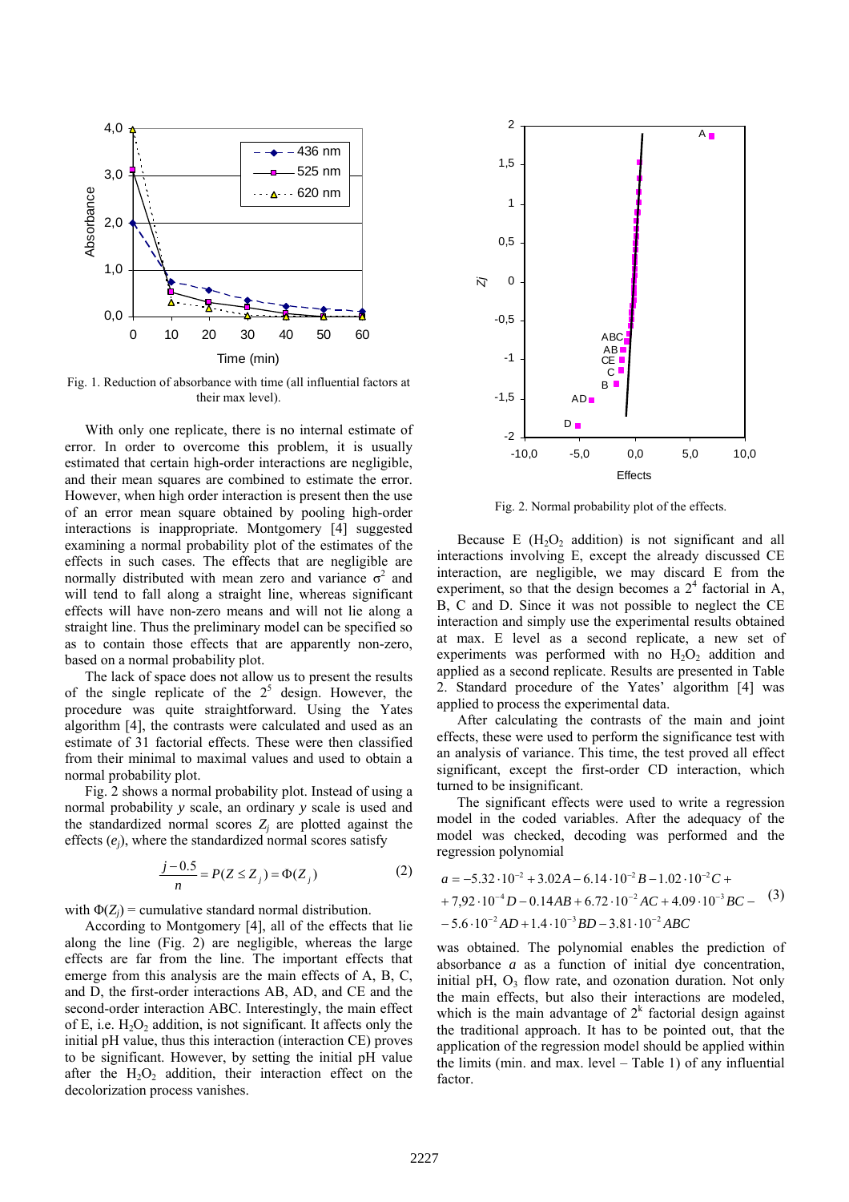Fig. 1. Reduction of absorbance with time (all influential factors at their max level).

With only one replicate, there is no internal estimate of error. In order to overcome this problem, it is usually estimated that certain high-order interactions are negligible, and their mean squares are combined to estimate the error. However, when high order interaction is present then the use of an error mean square obtained by pooling high-order interactions is inappropriate. Montgomery [4] suggested examining a normal probability plot of the estimates of the effects in such cases. The effects that are negligible are normally distributed with mean zero and variance $\sigma^2$ and will tend to fall along a straight line, whereas significant effects will have non-zero means and will not lie along a straight line. Thus the preliminary model can be specified so as to contain those effects that are apparently non-zero, based on a normal probability plot.

The lack of space does not allow us to present the results of the single replicate of the $2^5$ design. However, the procedure was quite straightforward. Using the Yates algorithm [4], the contrasts were calculated and used as an estimate of 31 factorial effects. These were then classified from their minimal to maximal values and used to obtain a normal probability plot.

Fig. 2 shows a normal probability plot. Instead of using a normal probability *y* scale, an ordinary *y* scale is used and the standardized normal scores $Z_j$ are plotted against the effects ($e_j$), where the standardized normal scores satisfy

$$\frac{j-0.5}{n} = P(Z \le Z_j) = \Phi(Z_j) \tag{2}$$

with $\Phi(Z_j)$ = cumulative standard normal distribution.

According to Montgomery [4], all of the effects that lie along the line (Fig. 2) are negligible, whereas the large effects are far from the line. The important effects that emerge from this analysis are the main effects of A, B, C, and D, the first-order interactions AB, AD, and CE and the second-order interaction ABC. Interestingly, the main effect of E, i.e. $H_2O_2$ addition, is not significant. It affects only the initial pH value, thus this interaction (interaction CE) proves to be significant. However, by setting the initial pH value after the $H_2O_2$ addition, their interaction effect on the decolorization process vanishes.

Fig. 2. Normal probability plot of the effects.

Because E ($H_2O_2$ addition) is not significant and all interactions involving E, except the already discussed CE interaction, are negligible, we may discard E from the experiment, so that the design becomes a $2^4$ factorial in A, B, C and D. Since it was not possible to neglect the CE interaction and simply use the experimental results obtained at max. E level as a second replicate, a new set of experiments was performed with no $H_2O_2$ addition and applied as a second replicate. Results are presented in Table 2. Standard procedure of the Yates' algorithm [4] was applied to process the experimental data.

After calculating the contrasts of the main and joint effects, these were used to perform the significance test with an analysis of variance. This time, the test proved all effect significant, except the first-order CD interaction, which turned to be insignificant.

The significant effects were used to write a regression model in the coded variables. After the adequacy of the model was checked, decoding was performed and the regression polynomial

$$\begin{aligned} a = & -5.32\cdot10^{-2} + 3.02A - 6.14\cdot10^{-2}B - 1.02\cdot10^{-2}C + \\ & + 7{,}92\cdot10^{-4}D - 0.14AB + 6.72\cdot10^{-2}AC + 4.09\cdot10^{-3}BC - \\ & - 5.6\cdot10^{-2}AD + 1.4\cdot10^{-3}BD - 3.81\cdot10^{-2}ABC \end{aligned} \tag{3}$$

was obtained. The polynomial enables the prediction of absorbance *a* as a function of initial dye concentration, initial pH, $O_3$ flow rate, and ozonation duration. Not only the main effects, but also their interactions are modeled, which is the main advantage of $2^k$ factorial design against the traditional approach. It has to be pointed out, that the application of the regression model should be applied within the limits (min. and max. level – Table 1) of any influential factor.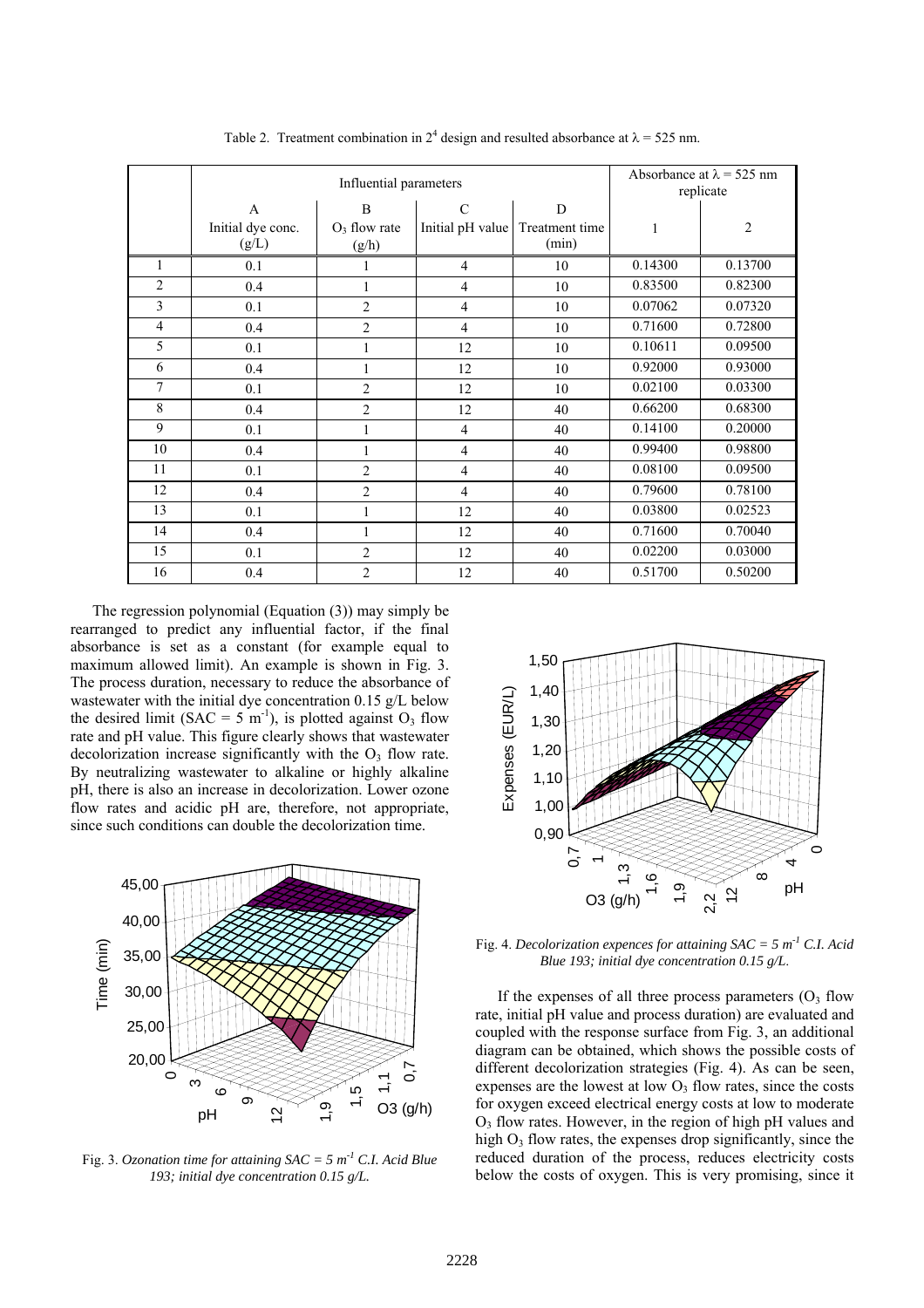Table 2. Treatment combination in $2^4$ design and resulted absorbance at $\lambda$ = 525 nm.

| | Influential parameters | | | | Absorbance at $\lambda$ = 525 nm replicate | |
|---|---|---|---|---|---|---|
| | A Initial dye conc. (g/L) | B $O_3$ flow rate (g/h) | C Initial pH value | D Treatment time (min) | 1 | 2 |
| 1 | 0.1 | 1 | 4 | 10 | 0.14300 | 0.13700 |
| 2 | 0.4 | 1 | 4 | 10 | 0.83500 | 0.82300 |
| 3 | 0.1 | 2 | 4 | 10 | 0.07062 | 0.07320 |
| 4 | 0.4 | 2 | 4 | 10 | 0.71600 | 0.72800 |
| 5 | 0.1 | 1 | 12 | 10 | 0.10611 | 0.09500 |
| 6 | 0.4 | 1 | 12 | 10 | 0.92000 | 0.93000 |
| 7 | 0.1 | 2 | 12 | 10 | 0.02100 | 0.03300 |
| 8 | 0.4 | 2 | 12 | 40 | 0.66200 | 0.68300 |
| 9 | 0.1 | 1 | 4 | 40 | 0.14100 | 0.20000 |
| 10 | 0.4 | 1 | 4 | 40 | 0.99400 | 0.98800 |
| 11 | 0.1 | 2 | 4 | 40 | 0.08100 | 0.09500 |
| 12 | 0.4 | 2 | 4 | 40 | 0.79600 | 0.78100 |
| 13 | 0.1 | 1 | 12 | 40 | 0.03800 | 0.02523 |
| 14 | 0.4 | 1 | 12 | 40 | 0.71600 | 0.70040 |
| 15 | 0.1 | 2 | 12 | 40 | 0.02200 | 0.03000 |
| 16 | 0.4 | 2 | 12 | 40 | 0.51700 | 0.50200 |

The regression polynomial (Equation (3)) may simply be rearranged to predict any influential factor, if the final absorbance is set as a constant (for example equal to maximum allowed limit). An example is shown in Fig. 3. The process duration, necessary to reduce the absorbance of wastewater with the initial dye concentration 0.15 g/L below the desired limit (SAC = 5 $m^{-1}$), is plotted against $O_3$ flow rate and pH value. This figure clearly shows that wastewater decolorization increase significantly with the $O_3$ flow rate. By neutralizing wastewater to alkaline or highly alkaline pH, there is also an increase in decolorization. Lower ozone flow rates and acidic pH are, therefore, not appropriate, since such conditions can double the decolorization time.

Fig. 3. *Ozonation time for attaining SAC = 5 $m^{-1}$ C.I. Acid Blue 193; initial dye concentration 0.15 g/L.*

Fig. 4. *Decolorization expences for attaining SAC = 5 $m^{-1}$ C.I. Acid Blue 193; initial dye concentration 0.15 g/L.*

If the expenses of all three process parameters ($O_3$ flow rate, initial pH value and process duration) are evaluated and coupled with the response surface from Fig. 3, an additional diagram can be obtained, which shows the possible costs of different decolorization strategies (Fig. 4). As can be seen, expenses are the lowest at low $O_3$ flow rates, since the costs for oxygen exceed electrical energy costs at low to moderate $O_3$ flow rates. However, in the region of high pH values and high $O_3$ flow rates, the expenses drop significantly, since the reduced duration of the process, reduces electricity costs below the costs of oxygen. This is very promising, since it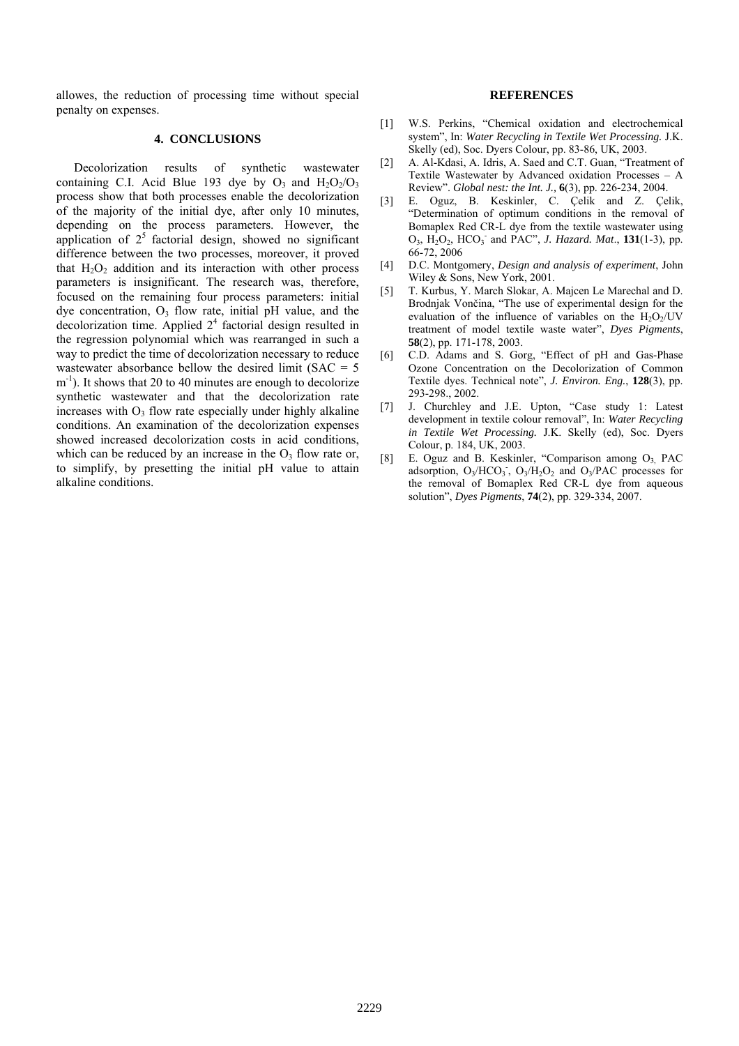allowes, the reduction of processing time without special penalty on expenses.

## 4. CONCLUSIONS

Decolorization results of synthetic wastewater containing C.I. Acid Blue 193 dye by $O_3$ and $H_2O_2/O_3$ process show that both processes enable the decolorization of the majority of the initial dye, after only 10 minutes, depending on the process parameters. However, the application of $2^5$ factorial design, showed no significant difference between the two processes, moreover, it proved that $H_2O_2$ addition and its interaction with other process parameters is insignificant. The research was, therefore, focused on the remaining four process parameters: initial dye concentration, $O_3$ flow rate, initial pH value, and the decolorization time. Applied $2^4$ factorial design resulted in the regression polynomial which was rearranged in such a way to predict the time of decolorization necessary to reduce wastewater absorbance bellow the desired limit (SAC = 5 $m^{-1}$). It shows that 20 to 40 minutes are enough to decolorize synthetic wastewater and that the decolorization rate increases with $O_3$ flow rate especially under highly alkaline conditions. An examination of the decolorization expenses showed increased decolorization costs in acid conditions, which can be reduced by an increase in the $O_3$ flow rate or, to simplify, by presetting the initial pH value to attain alkaline conditions.

## REFERENCES

[1] W.S. Perkins, "Chemical oxidation and electrochemical system", In: *Water Recycling in Textile Wet Processing.* J.K. Skelly (ed), Soc. Dyers Colour, pp. 83-86, UK, 2003.

[2] A. Al-Kdasi, A. Idris, A. Saed and C.T. Guan, "Treatment of Textile Wastewater by Advanced oxidation Processes – A Review". *Global nest: the Int. J.*, **6**(3), pp. 226-234, 2004.

[3] E. Oguz, B. Keskinler, C. Çelik and Z. Çelik, "Determination of optimum conditions in the removal of Bomaplex Red CR-L dye from the textile wastewater using $O_3$, $H_2O_2$, $HCO_3^-$ and PAC", *J. Hazard. Mat.*, **131**(1-3), pp. 66-72, 2006

[4] D.C. Montgomery, *Design and analysis of experiment*, John Wiley & Sons, New York, 2001.

[5] T. Kurbus, Y. March Slokar, A. Majcen Le Marechal and D. Brodnjak Vončina, "The use of experimental design for the evaluation of the influence of variables on the $H_2O_2$/UV treatment of model textile waste water", *Dyes Pigments*, **58**(2), pp. 171-178, 2003.

[6] C.D. Adams and S. Gorg, "Effect of pH and Gas-Phase Ozone Concentration on the Decolorization of Common Textile dyes. Technical note", *J. Environ. Eng.*, **128**(3), pp. 293-298., 2002.

[7] J. Churchley and J.E. Upton, "Case study 1: Latest development in textile colour removal", In: *Water Recycling in Textile Wet Processing.* J.K. Skelly (ed), Soc. Dyers Colour, p. 184, UK, 2003.

[8] E. Oguz and B. Keskinler, "Comparison among $O_3$, PAC adsorption, $O_3/HCO_3^-$, $O_3/H_2O_2$ and $O_3$/PAC processes for the removal of Bomaplex Red CR-L dye from aqueous solution", *Dyes Pigments*, **74**(2), pp. 329-334, 2007.